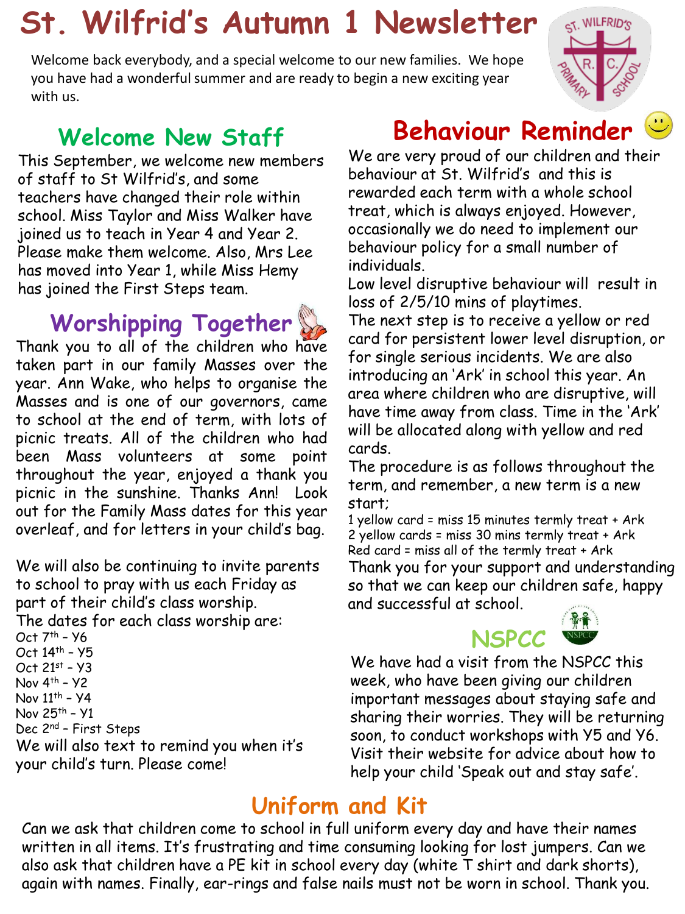# St. Wilfrid's Autumn 1 Newsletter

Welcome back everybody, and a special welcome to our new families. We hope you have had a wonderful summer and are ready to begin a new exciting year with us.

## Welcome New Staff

This September, we welcome new members of staff to St Wilfrid's, and some teachers have changed their role within school. Miss Taylor and Miss Walker have joined us to teach in Year 4 and Year 2. Please make them welcome. Also, Mrs Lee has moved into Year 1, while Miss Hemy has joined the First Steps team.

## Worshipping Together

Thank you to all of the children who have taken part in our family Masses over the year. Ann Wake, who helps to organise the Masses and is one of our governors, came to school at the end of term, with lots of picnic treats. All of the children who had been Mass volunteers at some point throughout the year, enjoyed a thank you picnic in the sunshine. Thanks Ann! Look out for the Family Mass dates for this year overleaf, and for letters in your child's bag.

We will also be continuing to invite parents to school to pray with us each Friday as part of their child's class worship.

The dates for each class worship are:

Oct 7th – Y6
Oct 14th – Y5
Oct 21st – Y3
Nov 4th – Y2
Nov 11th – Y4
Nov 25th – Y1
Dec 2nd – First Steps

We will also text to remind you when it's your child's turn. Please come!

## Behaviour Reminder

We are very proud of our children and their behaviour at St. Wilfrid's and this is rewarded each term with a whole school treat, which is always enjoyed. However, occasionally we do need to implement our behaviour policy for a small number of individuals.

Low level disruptive behaviour will result in loss of 2/5/10 mins of playtimes.

The next step is to receive a yellow or red card for persistent lower level disruption, or for single serious incidents. We are also introducing an 'Ark' in school this year. An area where children who are disruptive, will have time away from class. Time in the 'Ark' will be allocated along with yellow and red cards.

The procedure is as follows throughout the term, and remember, a new term is a new start;

1 yellow card = miss 15 minutes termly treat + Ark
2 yellow cards = miss 30 mins termly treat + Ark
Red card = miss all of the termly treat + Ark

Thank you for your support and understanding so that we can keep our children safe, happy and successful at school.

## NSPCC

We have had a visit from the NSPCC this week, who have been giving our children important messages about staying safe and sharing their worries. They will be returning soon, to conduct workshops with Y5 and Y6. Visit their website for advice about how to help your child 'Speak out and stay safe'.

## Uniform and Kit

Can we ask that children come to school in full uniform every day and have their names written in all items. It's frustrating and time consuming looking for lost jumpers. Can we also ask that children have a PE kit in school every day (white T shirt and dark shorts), again with names. Finally, ear-rings and false nails must not be worn in school. Thank you.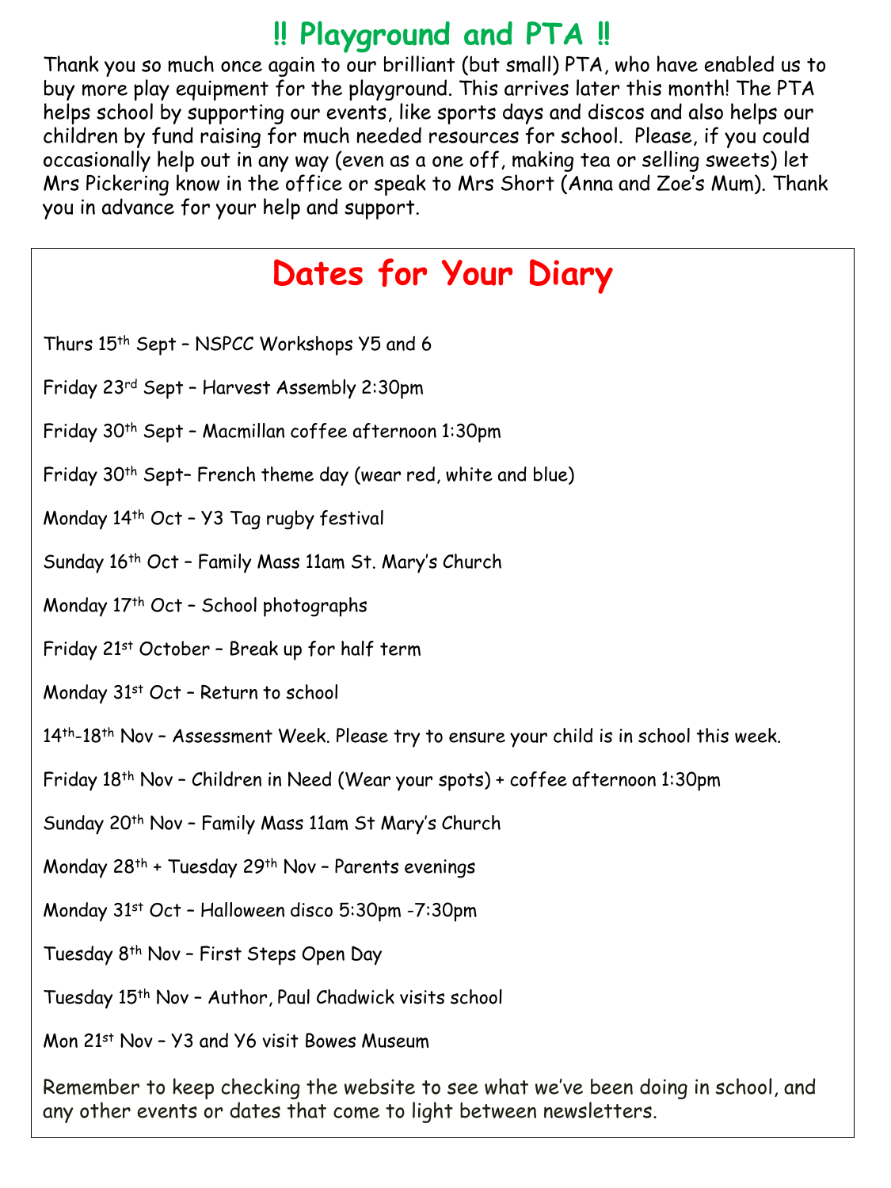# ‼ Playground and PTA ‼

Thank you so much once again to our brilliant (but small) PTA, who have enabled us to buy more play equipment for the playground. This arrives later this month! The PTA helps school by supporting our events, like sports days and discos and also helps our children by fund raising for much needed resources for school. Please, if you could occasionally help out in any way (even as a one off, making tea or selling sweets) let Mrs Pickering know in the office or speak to Mrs Short (Anna and Zoe's Mum). Thank you in advance for your help and support.

# Dates for Your Diary

Thurs 15th Sept – NSPCC Workshops Y5 and 6

Friday 23rd Sept – Harvest Assembly 2:30pm

Friday 30th Sept – Macmillan coffee afternoon 1:30pm

Friday 30th Sept– French theme day (wear red, white and blue)

Monday 14th Oct – Y3 Tag rugby festival

Sunday 16th Oct – Family Mass 11am St. Mary's Church

Monday 17th Oct – School photographs

Friday 21st October – Break up for half term

Monday 31st Oct – Return to school

14th-18th Nov – Assessment Week. Please try to ensure your child is in school this week.

Friday 18th Nov – Children in Need (Wear your spots) + coffee afternoon 1:30pm

Sunday 20th Nov – Family Mass 11am St Mary's Church

Monday 28th + Tuesday 29th Nov – Parents evenings

Monday 31st Oct – Halloween disco 5:30pm -7:30pm

Tuesday 8th Nov – First Steps Open Day

Tuesday 15th Nov – Author, Paul Chadwick visits school

Mon 21st Nov – Y3 and Y6 visit Bowes Museum

Remember to keep checking the website to see what we've been doing in school, and any other events or dates that come to light between newsletters.